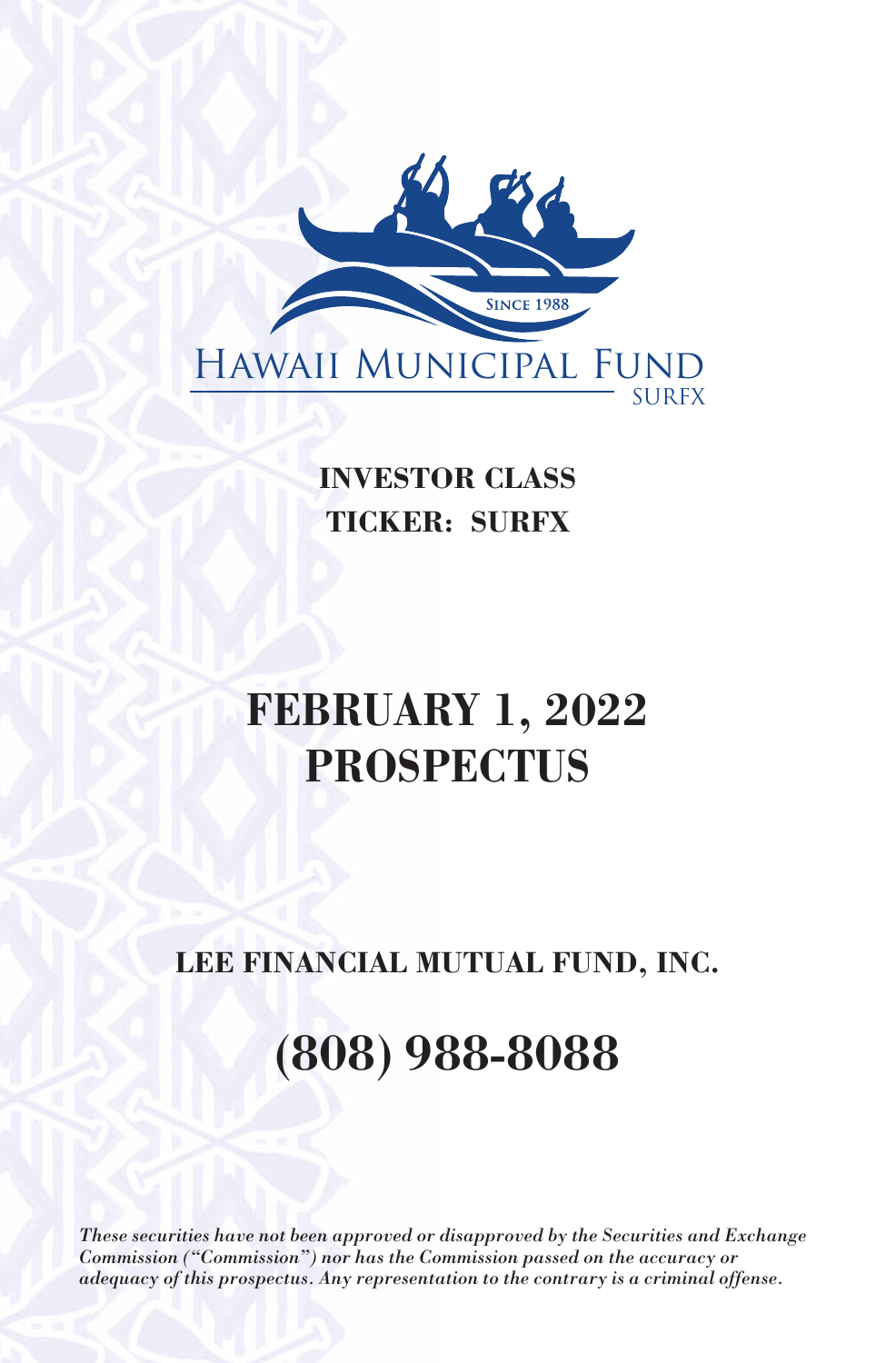Since 1988

# HAWAII MUNICIPAL FUND

SURFX

**INVESTOR CLASS**
**TICKER: SURFX**

# FEBRUARY 1, 2022 PROSPECTUS

## LEE FINANCIAL MUTUAL FUND, INC.

## (808) 988-8088

*These securities have not been approved or disapproved by the Securities and Exchange Commission ("Commission") nor has the Commission passed on the accuracy or adequacy of this prospectus. Any representation to the contrary is a criminal offense.*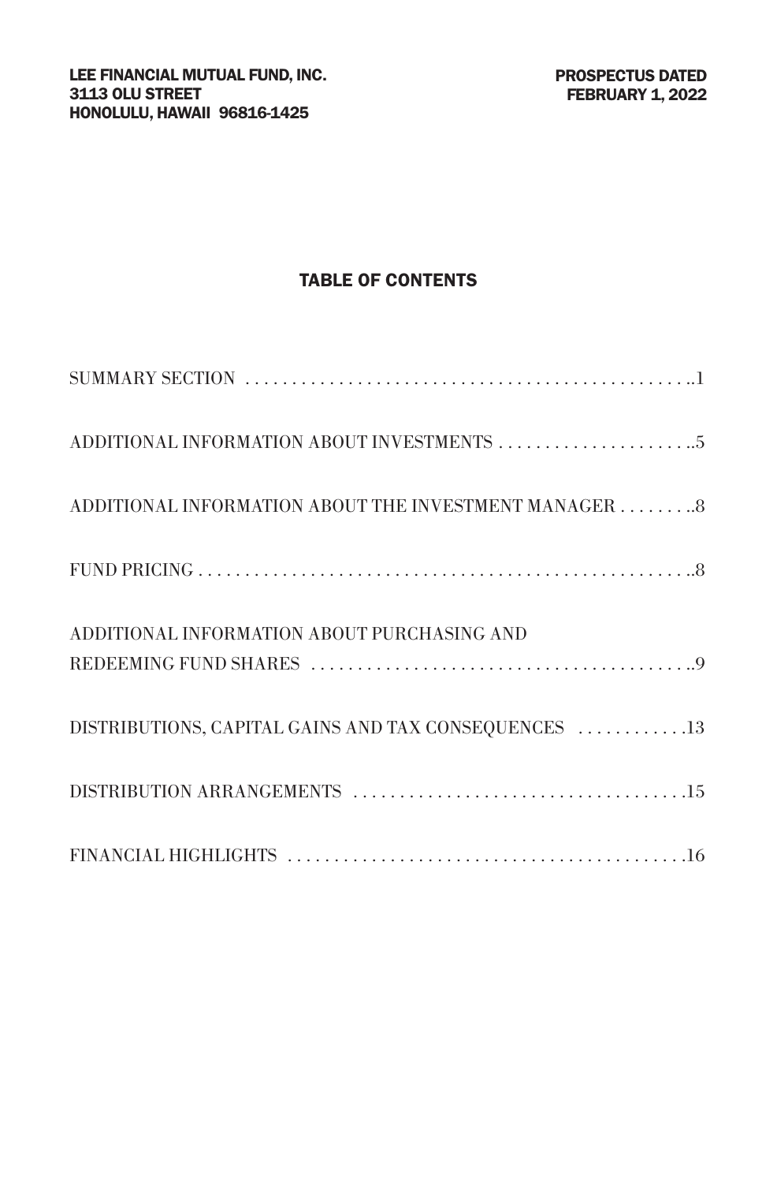LEE FINANCIAL MUTUAL FUND, INC.
3113 OLU STREET
HONOLULU, HAWAII 96816-1425

PROSPECTUS DATED
FEBRUARY 1, 2022

## TABLE OF CONTENTS

| | |
|---|---|
| SUMMARY SECTION | 1 |
| ADDITIONAL INFORMATION ABOUT INVESTMENTS | 5 |
| ADDITIONAL INFORMATION ABOUT THE INVESTMENT MANAGER | 8 |
| FUND PRICING | 8 |
| ADDITIONAL INFORMATION ABOUT PURCHASING AND REDEEMING FUND SHARES | 9 |
| DISTRIBUTIONS, CAPITAL GAINS AND TAX CONSEQUENCES | 13 |
| DISTRIBUTION ARRANGEMENTS | 15 |
| FINANCIAL HIGHLIGHTS | 16 |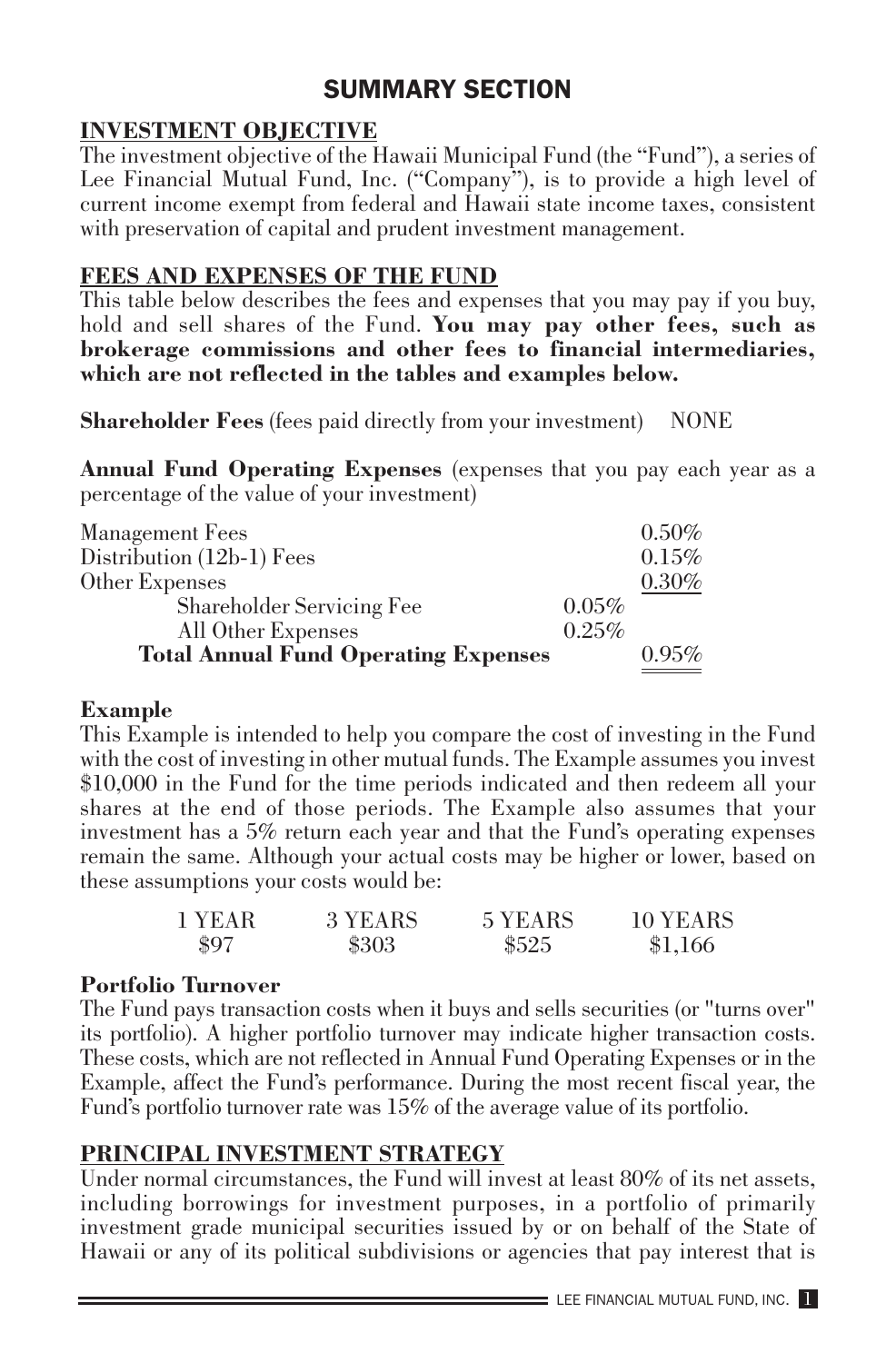# SUMMARY SECTION

## INVESTMENT OBJECTIVE

The investment objective of the Hawaii Municipal Fund (the "Fund"), a series of Lee Financial Mutual Fund, Inc. ("Company"), is to provide a high level of current income exempt from federal and Hawaii state income taxes, consistent with preservation of capital and prudent investment management.

## FEES AND EXPENSES OF THE FUND

This table below describes the fees and expenses that you may pay if you buy, hold and sell shares of the Fund. **You may pay other fees, such as brokerage commissions and other fees to financial intermediaries, which are not reflected in the tables and examples below.**

**Shareholder Fees** (fees paid directly from your investment) NONE

**Annual Fund Operating Expenses** (expenses that you pay each year as a percentage of the value of your investment)

| | | |
|---|---|---|
| Management Fees | | 0.50% |
| Distribution (12b-1) Fees | | 0.15% |
| Other Expenses | | 0.30% |
| Shareholder Servicing Fee | 0.05% | |
| All Other Expenses | 0.25% | |
| **Total Annual Fund Operating Expenses** | | 0.95% |

**Example**

This Example is intended to help you compare the cost of investing in the Fund with the cost of investing in other mutual funds. The Example assumes you invest $10,000 in the Fund for the time periods indicated and then redeem all your shares at the end of those periods. The Example also assumes that your investment has a 5% return each year and that the Fund's operating expenses remain the same. Although your actual costs may be higher or lower, based on these assumptions your costs would be:

| 1 YEAR | 3 YEARS | 5 YEARS | 10 YEARS |
|---|---|---|---|
| $97 | $303 | $525 | $1,166 |

**Portfolio Turnover**

The Fund pays transaction costs when it buys and sells securities (or "turns over" its portfolio). A higher portfolio turnover may indicate higher transaction costs. These costs, which are not reflected in Annual Fund Operating Expenses or in the Example, affect the Fund's performance. During the most recent fiscal year, the Fund's portfolio turnover rate was 15% of the average value of its portfolio.

## PRINCIPAL INVESTMENT STRATEGY

Under normal circumstances, the Fund will invest at least 80% of its net assets, including borrowings for investment purposes, in a portfolio of primarily investment grade municipal securities issued by or on behalf of the State of Hawaii or any of its political subdivisions or agencies that pay interest that is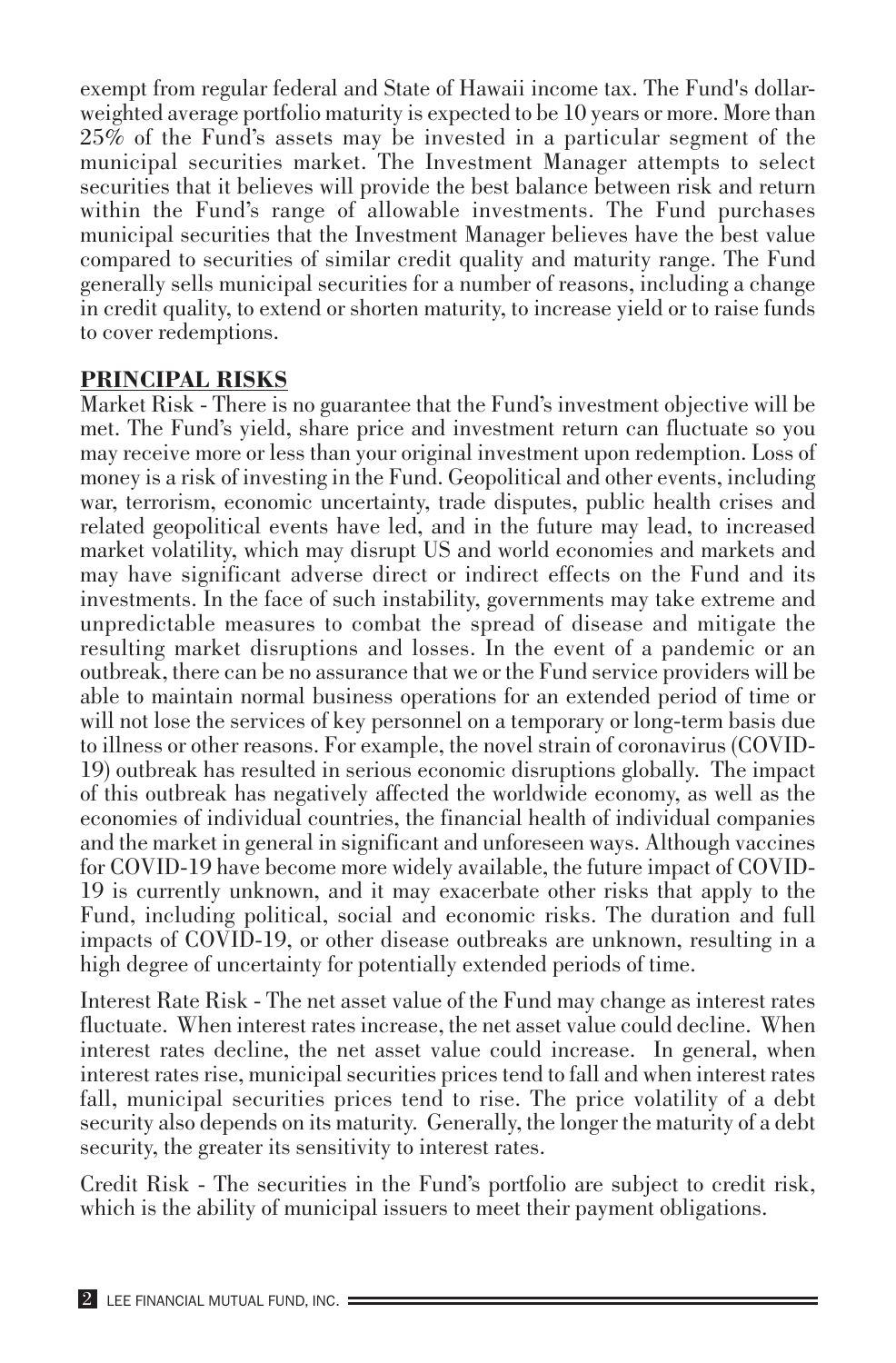exempt from regular federal and State of Hawaii income tax. The Fund's dollar-weighted average portfolio maturity is expected to be 10 years or more. More than 25% of the Fund's assets may be invested in a particular segment of the municipal securities market. The Investment Manager attempts to select securities that it believes will provide the best balance between risk and return within the Fund's range of allowable investments. The Fund purchases municipal securities that the Investment Manager believes have the best value compared to securities of similar credit quality and maturity range. The Fund generally sells municipal securities for a number of reasons, including a change in credit quality, to extend or shorten maturity, to increase yield or to raise funds to cover redemptions.

## PRINCIPAL RISKS

Market Risk - There is no guarantee that the Fund's investment objective will be met. The Fund's yield, share price and investment return can fluctuate so you may receive more or less than your original investment upon redemption. Loss of money is a risk of investing in the Fund. Geopolitical and other events, including war, terrorism, economic uncertainty, trade disputes, public health crises and related geopolitical events have led, and in the future may lead, to increased market volatility, which may disrupt US and world economies and markets and may have significant adverse direct or indirect effects on the Fund and its investments. In the face of such instability, governments may take extreme and unpredictable measures to combat the spread of disease and mitigate the resulting market disruptions and losses. In the event of a pandemic or an outbreak, there can be no assurance that we or the Fund service providers will be able to maintain normal business operations for an extended period of time or will not lose the services of key personnel on a temporary or long-term basis due to illness or other reasons. For example, the novel strain of coronavirus (COVID-19) outbreak has resulted in serious economic disruptions globally. The impact of this outbreak has negatively affected the worldwide economy, as well as the economies of individual countries, the financial health of individual companies and the market in general in significant and unforeseen ways. Although vaccines for COVID-19 have become more widely available, the future impact of COVID-19 is currently unknown, and it may exacerbate other risks that apply to the Fund, including political, social and economic risks. The duration and full impacts of COVID-19, or other disease outbreaks are unknown, resulting in a high degree of uncertainty for potentially extended periods of time.

Interest Rate Risk - The net asset value of the Fund may change as interest rates fluctuate. When interest rates increase, the net asset value could decline. When interest rates decline, the net asset value could increase. In general, when interest rates rise, municipal securities prices tend to fall and when interest rates fall, municipal securities prices tend to rise. The price volatility of a debt security also depends on its maturity. Generally, the longer the maturity of a debt security, the greater its sensitivity to interest rates.

Credit Risk - The securities in the Fund's portfolio are subject to credit risk, which is the ability of municipal issuers to meet their payment obligations.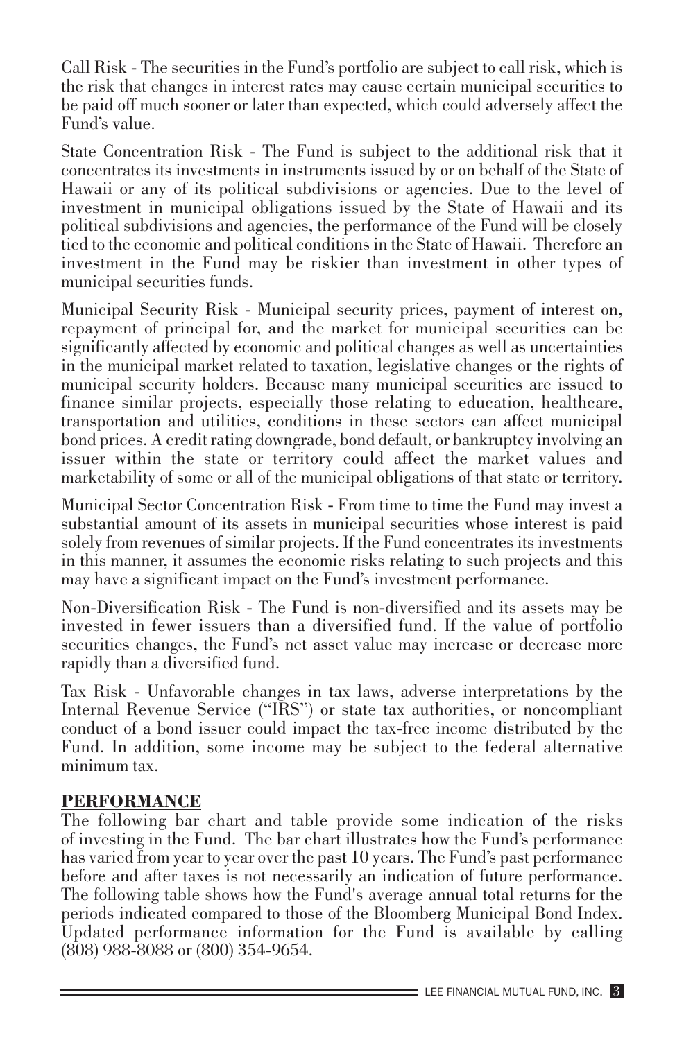Call Risk - The securities in the Fund's portfolio are subject to call risk, which is the risk that changes in interest rates may cause certain municipal securities to be paid off much sooner or later than expected, which could adversely affect the Fund's value.

State Concentration Risk - The Fund is subject to the additional risk that it concentrates its investments in instruments issued by or on behalf of the State of Hawaii or any of its political subdivisions or agencies. Due to the level of investment in municipal obligations issued by the State of Hawaii and its political subdivisions and agencies, the performance of the Fund will be closely tied to the economic and political conditions in the State of Hawaii. Therefore an investment in the Fund may be riskier than investment in other types of municipal securities funds.

Municipal Security Risk - Municipal security prices, payment of interest on, repayment of principal for, and the market for municipal securities can be significantly affected by economic and political changes as well as uncertainties in the municipal market related to taxation, legislative changes or the rights of municipal security holders. Because many municipal securities are issued to finance similar projects, especially those relating to education, healthcare, transportation and utilities, conditions in these sectors can affect municipal bond prices. A credit rating downgrade, bond default, or bankruptcy involving an issuer within the state or territory could affect the market values and marketability of some or all of the municipal obligations of that state or territory.

Municipal Sector Concentration Risk - From time to time the Fund may invest a substantial amount of its assets in municipal securities whose interest is paid solely from revenues of similar projects. If the Fund concentrates its investments in this manner, it assumes the economic risks relating to such projects and this may have a significant impact on the Fund's investment performance.

Non-Diversification Risk - The Fund is non-diversified and its assets may be invested in fewer issuers than a diversified fund. If the value of portfolio securities changes, the Fund's net asset value may increase or decrease more rapidly than a diversified fund.

Tax Risk - Unfavorable changes in tax laws, adverse interpretations by the Internal Revenue Service ("IRS") or state tax authorities, or noncompliant conduct of a bond issuer could impact the tax-free income distributed by the Fund. In addition, some income may be subject to the federal alternative minimum tax.

## PERFORMANCE

The following bar chart and table provide some indication of the risks of investing in the Fund. The bar chart illustrates how the Fund's performance has varied from year to year over the past 10 years. The Fund's past performance before and after taxes is not necessarily an indication of future performance. The following table shows how the Fund's average annual total returns for the periods indicated compared to those of the Bloomberg Municipal Bond Index. Updated performance information for the Fund is available by calling (808) 988-8088 or (800) 354-9654.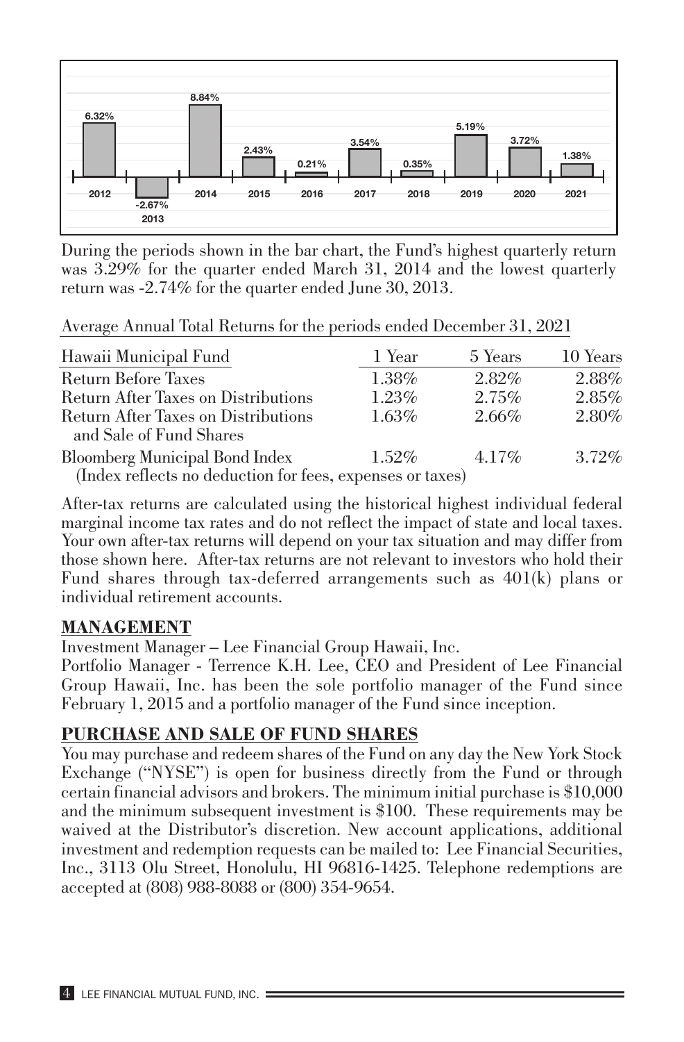| 2012 | 2013 | 2014 | 2015 | 2016 | 2017 | 2018 | 2019 | 2020 | 2021 |
|---|---|---|---|---|---|---|---|---|---|
| 6.32% | -2.67% | 8.84% | 2.43% | 0.21% | 3.54% | 0.35% | 5.19% | 3.72% | 1.38% |

During the periods shown in the bar chart, the Fund's highest quarterly return was 3.29% for the quarter ended March 31, 2014 and the lowest quarterly return was -2.74% for the quarter ended June 30, 2013.

Average Annual Total Returns for the periods ended December 31, 2021

| Hawaii Municipal Fund | 1 Year | 5 Years | 10 Years |
|---|---|---|---|
| Return Before Taxes | 1.38% | 2.82% | 2.88% |
| Return After Taxes on Distributions | 1.23% | 2.75% | 2.85% |
| Return After Taxes on Distributions and Sale of Fund Shares | 1.63% | 2.66% | 2.80% |
| Bloomberg Municipal Bond Index (Index reflects no deduction for fees, expenses or taxes) | 1.52% | 4.17% | 3.72% |

After-tax returns are calculated using the historical highest individual federal marginal income tax rates and do not reflect the impact of state and local taxes. Your own after-tax returns will depend on your tax situation and may differ from those shown here. After-tax returns are not relevant to investors who hold their Fund shares through tax-deferred arrangements such as 401(k) plans or individual retirement accounts.

## MANAGEMENT

Investment Manager – Lee Financial Group Hawaii, Inc.

Portfolio Manager - Terrence K.H. Lee, CEO and President of Lee Financial Group Hawaii, Inc. has been the sole portfolio manager of the Fund since February 1, 2015 and a portfolio manager of the Fund since inception.

## PURCHASE AND SALE OF FUND SHARES

You may purchase and redeem shares of the Fund on any day the New York Stock Exchange ("NYSE") is open for business directly from the Fund or through certain financial advisors and brokers. The minimum initial purchase is $10,000 and the minimum subsequent investment is $100. These requirements may be waived at the Distributor's discretion. New account applications, additional investment and redemption requests can be mailed to: Lee Financial Securities, Inc., 3113 Olu Street, Honolulu, HI 96816-1425. Telephone redemptions are accepted at (808) 988-8088 or (800) 354-9654.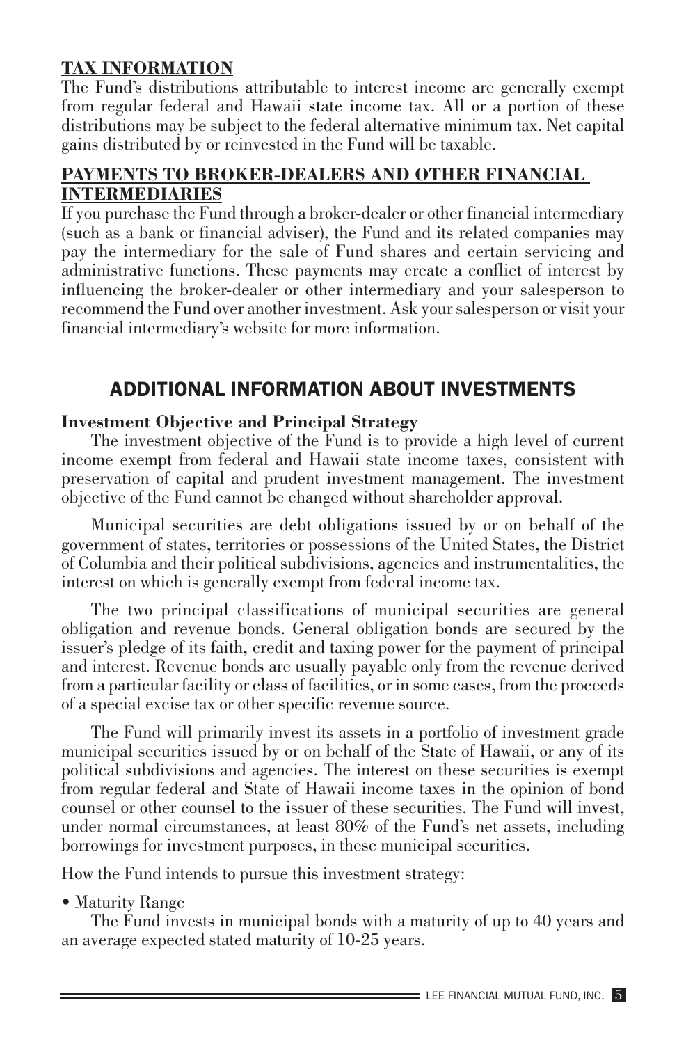## TAX INFORMATION

The Fund's distributions attributable to interest income are generally exempt from regular federal and Hawaii state income tax. All or a portion of these distributions may be subject to the federal alternative minimum tax. Net capital gains distributed by or reinvested in the Fund will be taxable.

## PAYMENTS TO BROKER-DEALERS AND OTHER FINANCIAL INTERMEDIARIES

If you purchase the Fund through a broker-dealer or other financial intermediary (such as a bank or financial adviser), the Fund and its related companies may pay the intermediary for the sale of Fund shares and certain servicing and administrative functions. These payments may create a conflict of interest by influencing the broker-dealer or other intermediary and your salesperson to recommend the Fund over another investment. Ask your salesperson or visit your financial intermediary's website for more information.

# ADDITIONAL INFORMATION ABOUT INVESTMENTS

### Investment Objective and Principal Strategy

The investment objective of the Fund is to provide a high level of current income exempt from federal and Hawaii state income taxes, consistent with preservation of capital and prudent investment management. The investment objective of the Fund cannot be changed without shareholder approval.

Municipal securities are debt obligations issued by or on behalf of the government of states, territories or possessions of the United States, the District of Columbia and their political subdivisions, agencies and instrumentalities, the interest on which is generally exempt from federal income tax.

The two principal classifications of municipal securities are general obligation and revenue bonds. General obligation bonds are secured by the issuer's pledge of its faith, credit and taxing power for the payment of principal and interest. Revenue bonds are usually payable only from the revenue derived from a particular facility or class of facilities, or in some cases, from the proceeds of a special excise tax or other specific revenue source.

The Fund will primarily invest its assets in a portfolio of investment grade municipal securities issued by or on behalf of the State of Hawaii, or any of its political subdivisions and agencies. The interest on these securities is exempt from regular federal and State of Hawaii income taxes in the opinion of bond counsel or other counsel to the issuer of these securities. The Fund will invest, under normal circumstances, at least 80% of the Fund's net assets, including borrowings for investment purposes, in these municipal securities.

How the Fund intends to pursue this investment strategy:

- Maturity Range

The Fund invests in municipal bonds with a maturity of up to 40 years and an average expected stated maturity of 10-25 years.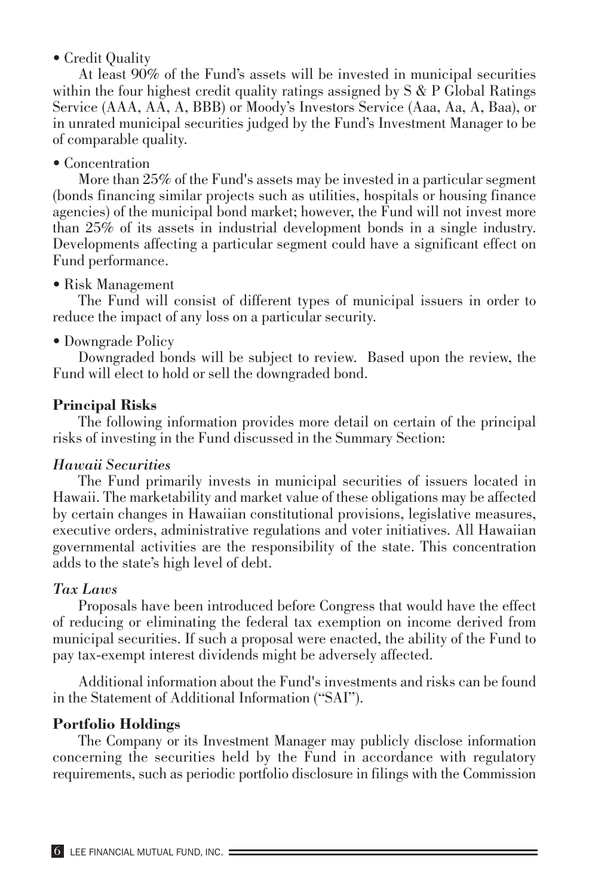- Credit Quality

  At least 90% of the Fund's assets will be invested in municipal securities within the four highest credit quality ratings assigned by S & P Global Ratings Service (AAA, AA, A, BBB) or Moody's Investors Service (Aaa, Aa, A, Baa), or in unrated municipal securities judged by the Fund's Investment Manager to be of comparable quality.

- Concentration

  More than 25% of the Fund's assets may be invested in a particular segment (bonds financing similar projects such as utilities, hospitals or housing finance agencies) of the municipal bond market; however, the Fund will not invest more than 25% of its assets in industrial development bonds in a single industry. Developments affecting a particular segment could have a significant effect on Fund performance.

- Risk Management

  The Fund will consist of different types of municipal issuers in order to reduce the impact of any loss on a particular security.

- Downgrade Policy

  Downgraded bonds will be subject to review. Based upon the review, the Fund will elect to hold or sell the downgraded bond.

**Principal Risks**

The following information provides more detail on certain of the principal risks of investing in the Fund discussed in the Summary Section:

***Hawaii Securities***

The Fund primarily invests in municipal securities of issuers located in Hawaii. The marketability and market value of these obligations may be affected by certain changes in Hawaiian constitutional provisions, legislative measures, executive orders, administrative regulations and voter initiatives. All Hawaiian governmental activities are the responsibility of the state. This concentration adds to the state's high level of debt.

***Tax Laws***

Proposals have been introduced before Congress that would have the effect of reducing or eliminating the federal tax exemption on income derived from municipal securities. If such a proposal were enacted, the ability of the Fund to pay tax-exempt interest dividends might be adversely affected.

Additional information about the Fund's investments and risks can be found in the Statement of Additional Information ("SAI").

**Portfolio Holdings**

The Company or its Investment Manager may publicly disclose information concerning the securities held by the Fund in accordance with regulatory requirements, such as periodic portfolio disclosure in filings with the Commission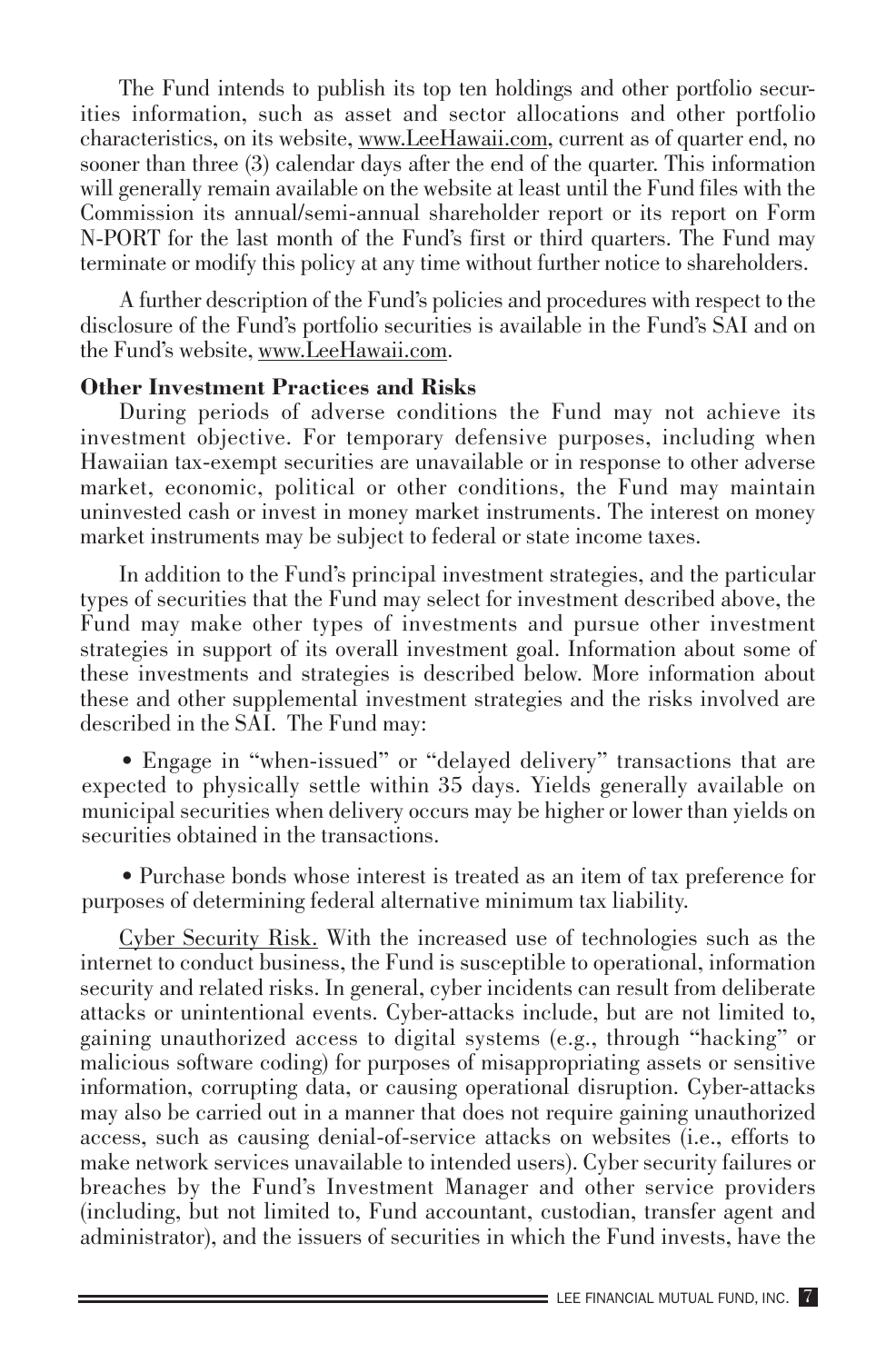The Fund intends to publish its top ten holdings and other portfolio securities information, such as asset and sector allocations and other portfolio characteristics, on its website, www.LeeHawaii.com, current as of quarter end, no sooner than three (3) calendar days after the end of the quarter. This information will generally remain available on the website at least until the Fund files with the Commission its annual/semi-annual shareholder report or its report on Form N-PORT for the last month of the Fund's first or third quarters. The Fund may terminate or modify this policy at any time without further notice to shareholders.

A further description of the Fund's policies and procedures with respect to the disclosure of the Fund's portfolio securities is available in the Fund's SAI and on the Fund's website, www.LeeHawaii.com.

**Other Investment Practices and Risks**

During periods of adverse conditions the Fund may not achieve its investment objective. For temporary defensive purposes, including when Hawaiian tax-exempt securities are unavailable or in response to other adverse market, economic, political or other conditions, the Fund may maintain uninvested cash or invest in money market instruments. The interest on money market instruments may be subject to federal or state income taxes.

In addition to the Fund's principal investment strategies, and the particular types of securities that the Fund may select for investment described above, the Fund may make other types of investments and pursue other investment strategies in support of its overall investment goal. Information about some of these investments and strategies is described below. More information about these and other supplemental investment strategies and the risks involved are described in the SAI. The Fund may:

- Engage in "when-issued" or "delayed delivery" transactions that are expected to physically settle within 35 days. Yields generally available on municipal securities when delivery occurs may be higher or lower than yields on securities obtained in the transactions.

- Purchase bonds whose interest is treated as an item of tax preference for purposes of determining federal alternative minimum tax liability.

Cyber Security Risk. With the increased use of technologies such as the internet to conduct business, the Fund is susceptible to operational, information security and related risks. In general, cyber incidents can result from deliberate attacks or unintentional events. Cyber-attacks include, but are not limited to, gaining unauthorized access to digital systems (e.g., through "hacking" or malicious software coding) for purposes of misappropriating assets or sensitive information, corrupting data, or causing operational disruption. Cyber-attacks may also be carried out in a manner that does not require gaining unauthorized access, such as causing denial-of-service attacks on websites (i.e., efforts to make network services unavailable to intended users). Cyber security failures or breaches by the Fund's Investment Manager and other service providers (including, but not limited to, Fund accountant, custodian, transfer agent and administrator), and the issuers of securities in which the Fund invests, have the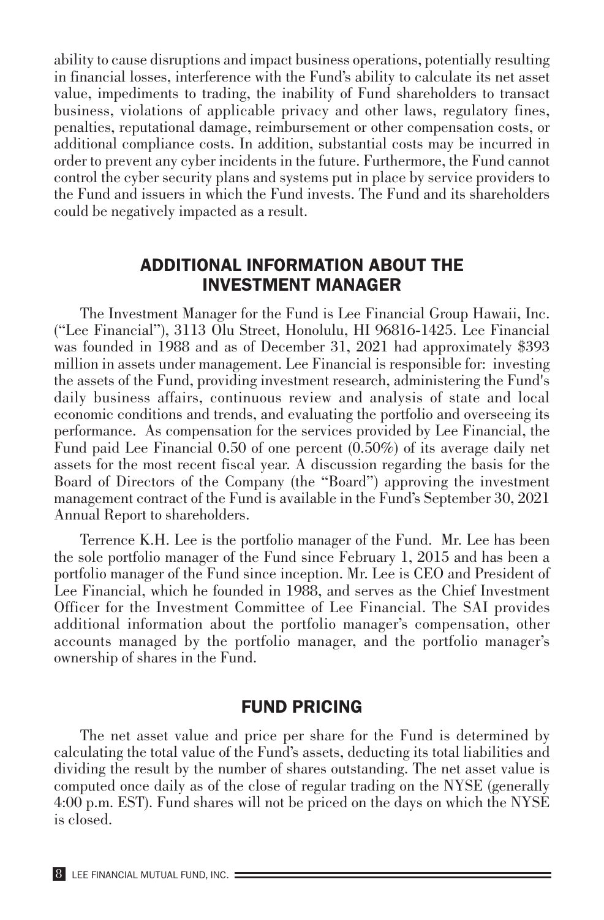ability to cause disruptions and impact business operations, potentially resulting in financial losses, interference with the Fund's ability to calculate its net asset value, impediments to trading, the inability of Fund shareholders to transact business, violations of applicable privacy and other laws, regulatory fines, penalties, reputational damage, reimbursement or other compensation costs, or additional compliance costs. In addition, substantial costs may be incurred in order to prevent any cyber incidents in the future. Furthermore, the Fund cannot control the cyber security plans and systems put in place by service providers to the Fund and issuers in which the Fund invests. The Fund and its shareholders could be negatively impacted as a result.

## ADDITIONAL INFORMATION ABOUT THE INVESTMENT MANAGER

The Investment Manager for the Fund is Lee Financial Group Hawaii, Inc. ("Lee Financial"), 3113 Olu Street, Honolulu, HI 96816-1425. Lee Financial was founded in 1988 and as of December 31, 2021 had approximately $393 million in assets under management. Lee Financial is responsible for: investing the assets of the Fund, providing investment research, administering the Fund's daily business affairs, continuous review and analysis of state and local economic conditions and trends, and evaluating the portfolio and overseeing its performance. As compensation for the services provided by Lee Financial, the Fund paid Lee Financial 0.50 of one percent (0.50%) of its average daily net assets for the most recent fiscal year. A discussion regarding the basis for the Board of Directors of the Company (the "Board") approving the investment management contract of the Fund is available in the Fund's September 30, 2021 Annual Report to shareholders.

Terrence K.H. Lee is the portfolio manager of the Fund. Mr. Lee has been the sole portfolio manager of the Fund since February 1, 2015 and has been a portfolio manager of the Fund since inception. Mr. Lee is CEO and President of Lee Financial, which he founded in 1988, and serves as the Chief Investment Officer for the Investment Committee of Lee Financial. The SAI provides additional information about the portfolio manager's compensation, other accounts managed by the portfolio manager, and the portfolio manager's ownership of shares in the Fund.

## FUND PRICING

The net asset value and price per share for the Fund is determined by calculating the total value of the Fund's assets, deducting its total liabilities and dividing the result by the number of shares outstanding. The net asset value is computed once daily as of the close of regular trading on the NYSE (generally 4:00 p.m. EST). Fund shares will not be priced on the days on which the NYSE is closed.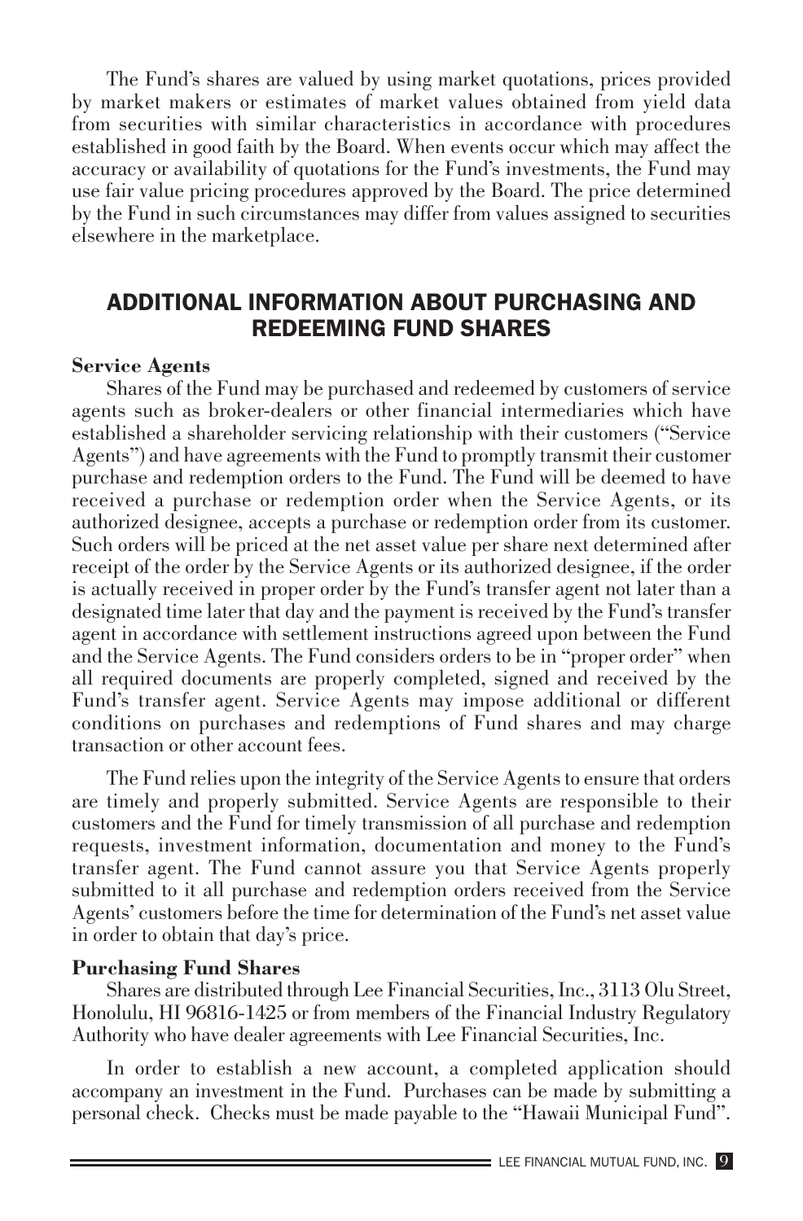The Fund's shares are valued by using market quotations, prices provided by market makers or estimates of market values obtained from yield data from securities with similar characteristics in accordance with procedures established in good faith by the Board. When events occur which may affect the accuracy or availability of quotations for the Fund's investments, the Fund may use fair value pricing procedures approved by the Board. The price determined by the Fund in such circumstances may differ from values assigned to securities elsewhere in the marketplace.

## ADDITIONAL INFORMATION ABOUT PURCHASING AND REDEEMING FUND SHARES

**Service Agents**

Shares of the Fund may be purchased and redeemed by customers of service agents such as broker-dealers or other financial intermediaries which have established a shareholder servicing relationship with their customers ("Service Agents") and have agreements with the Fund to promptly transmit their customer purchase and redemption orders to the Fund. The Fund will be deemed to have received a purchase or redemption order when the Service Agents, or its authorized designee, accepts a purchase or redemption order from its customer. Such orders will be priced at the net asset value per share next determined after receipt of the order by the Service Agents or its authorized designee, if the order is actually received in proper order by the Fund's transfer agent not later than a designated time later that day and the payment is received by the Fund's transfer agent in accordance with settlement instructions agreed upon between the Fund and the Service Agents. The Fund considers orders to be in "proper order" when all required documents are properly completed, signed and received by the Fund's transfer agent. Service Agents may impose additional or different conditions on purchases and redemptions of Fund shares and may charge transaction or other account fees.

The Fund relies upon the integrity of the Service Agents to ensure that orders are timely and properly submitted. Service Agents are responsible to their customers and the Fund for timely transmission of all purchase and redemption requests, investment information, documentation and money to the Fund's transfer agent. The Fund cannot assure you that Service Agents properly submitted to it all purchase and redemption orders received from the Service Agents' customers before the time for determination of the Fund's net asset value in order to obtain that day's price.

**Purchasing Fund Shares**

Shares are distributed through Lee Financial Securities, Inc., 3113 Olu Street, Honolulu, HI 96816-1425 or from members of the Financial Industry Regulatory Authority who have dealer agreements with Lee Financial Securities, Inc.

In order to establish a new account, a completed application should accompany an investment in the Fund. Purchases can be made by submitting a personal check. Checks must be made payable to the "Hawaii Municipal Fund".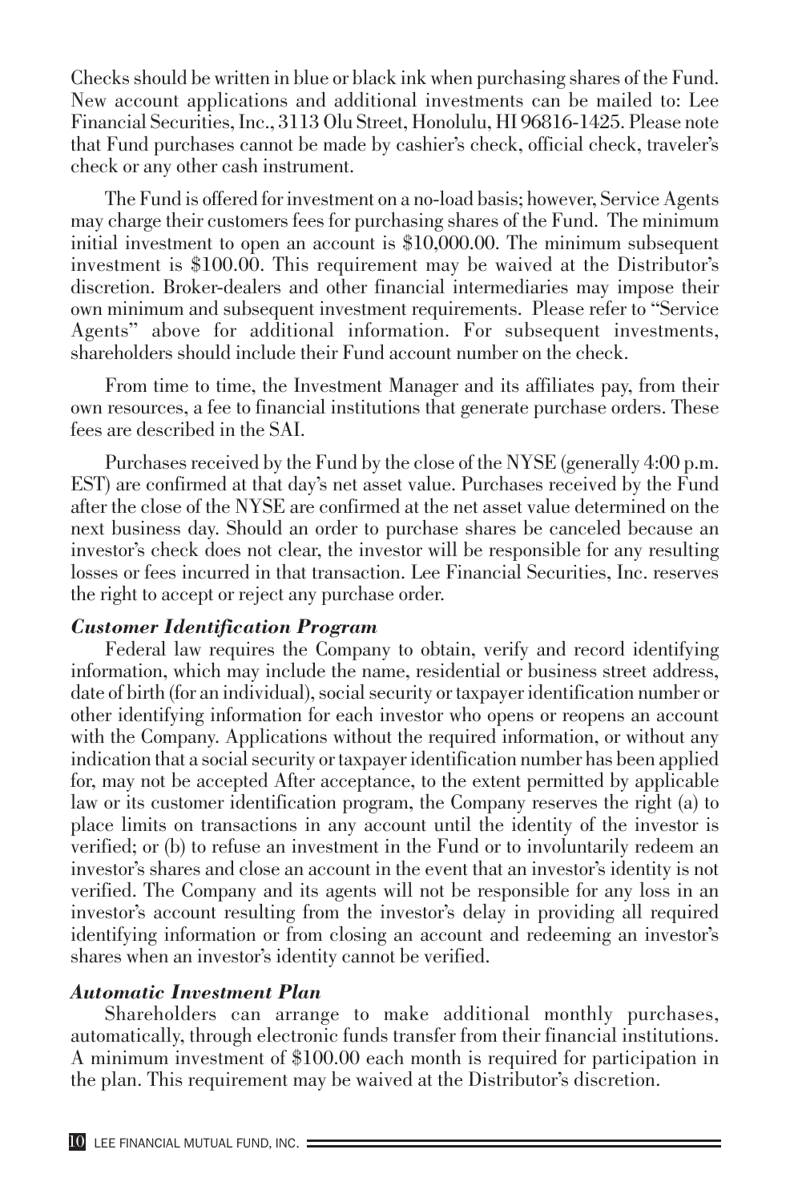Checks should be written in blue or black ink when purchasing shares of the Fund. New account applications and additional investments can be mailed to: Lee Financial Securities, Inc., 3113 Olu Street, Honolulu, HI 96816-1425. Please note that Fund purchases cannot be made by cashier's check, official check, traveler's check or any other cash instrument.

The Fund is offered for investment on a no-load basis; however, Service Agents may charge their customers fees for purchasing shares of the Fund. The minimum initial investment to open an account is $10,000.00. The minimum subsequent investment is $100.00. This requirement may be waived at the Distributor's discretion. Broker-dealers and other financial intermediaries may impose their own minimum and subsequent investment requirements. Please refer to "Service Agents" above for additional information. For subsequent investments, shareholders should include their Fund account number on the check.

From time to time, the Investment Manager and its affiliates pay, from their own resources, a fee to financial institutions that generate purchase orders. These fees are described in the SAI.

Purchases received by the Fund by the close of the NYSE (generally 4:00 p.m. EST) are confirmed at that day's net asset value. Purchases received by the Fund after the close of the NYSE are confirmed at the net asset value determined on the next business day. Should an order to purchase shares be canceled because an investor's check does not clear, the investor will be responsible for any resulting losses or fees incurred in that transaction. Lee Financial Securities, Inc. reserves the right to accept or reject any purchase order.

***Customer Identification Program***

Federal law requires the Company to obtain, verify and record identifying information, which may include the name, residential or business street address, date of birth (for an individual), social security or taxpayer identification number or other identifying information for each investor who opens or reopens an account with the Company. Applications without the required information, or without any indication that a social security or taxpayer identification number has been applied for, may not be accepted After acceptance, to the extent permitted by applicable law or its customer identification program, the Company reserves the right (a) to place limits on transactions in any account until the identity of the investor is verified; or (b) to refuse an investment in the Fund or to involuntarily redeem an investor's shares and close an account in the event that an investor's identity is not verified. The Company and its agents will not be responsible for any loss in an investor's account resulting from the investor's delay in providing all required identifying information or from closing an account and redeeming an investor's shares when an investor's identity cannot be verified.

***Automatic Investment Plan***

Shareholders can arrange to make additional monthly purchases, automatically, through electronic funds transfer from their financial institutions. A minimum investment of $100.00 each month is required for participation in the plan. This requirement may be waived at the Distributor's discretion.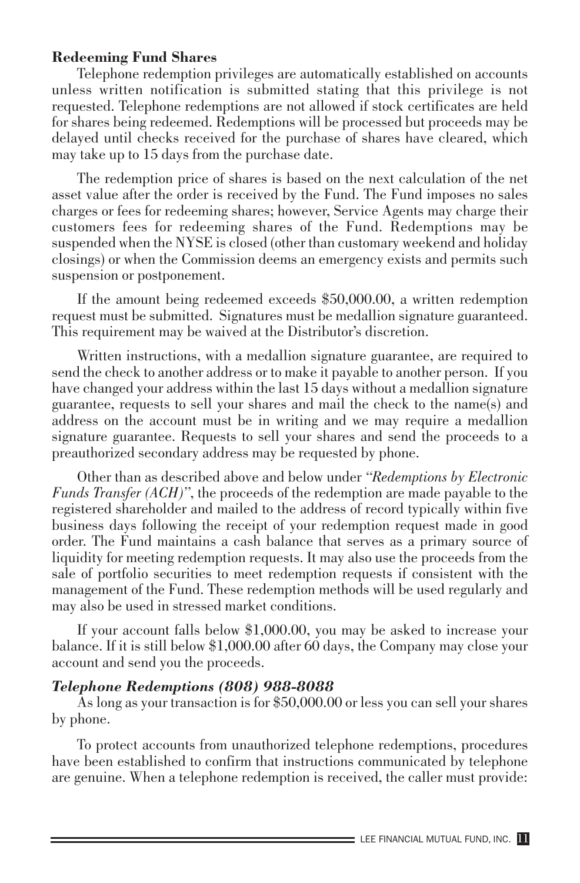### Redeeming Fund Shares

Telephone redemption privileges are automatically established on accounts unless written notification is submitted stating that this privilege is not requested. Telephone redemptions are not allowed if stock certificates are held for shares being redeemed. Redemptions will be processed but proceeds may be delayed until checks received for the purchase of shares have cleared, which may take up to 15 days from the purchase date.

The redemption price of shares is based on the next calculation of the net asset value after the order is received by the Fund. The Fund imposes no sales charges or fees for redeeming shares; however, Service Agents may charge their customers fees for redeeming shares of the Fund. Redemptions may be suspended when the NYSE is closed (other than customary weekend and holiday closings) or when the Commission deems an emergency exists and permits such suspension or postponement.

If the amount being redeemed exceeds $50,000.00, a written redemption request must be submitted. Signatures must be medallion signature guaranteed. This requirement may be waived at the Distributor's discretion.

Written instructions, with a medallion signature guarantee, are required to send the check to another address or to make it payable to another person. If you have changed your address within the last 15 days without a medallion signature guarantee, requests to sell your shares and mail the check to the name(s) and address on the account must be in writing and we may require a medallion signature guarantee. Requests to sell your shares and send the proceeds to a preauthorized secondary address may be requested by phone.

Other than as described above and below under *"Redemptions by Electronic Funds Transfer (ACH)"*, the proceeds of the redemption are made payable to the registered shareholder and mailed to the address of record typically within five business days following the receipt of your redemption request made in good order. The Fund maintains a cash balance that serves as a primary source of liquidity for meeting redemption requests. It may also use the proceeds from the sale of portfolio securities to meet redemption requests if consistent with the management of the Fund. These redemption methods will be used regularly and may also be used in stressed market conditions.

If your account falls below $1,000.00, you may be asked to increase your balance. If it is still below $1,000.00 after 60 days, the Company may close your account and send you the proceeds.

#### *Telephone Redemptions (808) 988-8088*

As long as your transaction is for $50,000.00 or less you can sell your shares by phone.

To protect accounts from unauthorized telephone redemptions, procedures have been established to confirm that instructions communicated by telephone are genuine. When a telephone redemption is received, the caller must provide: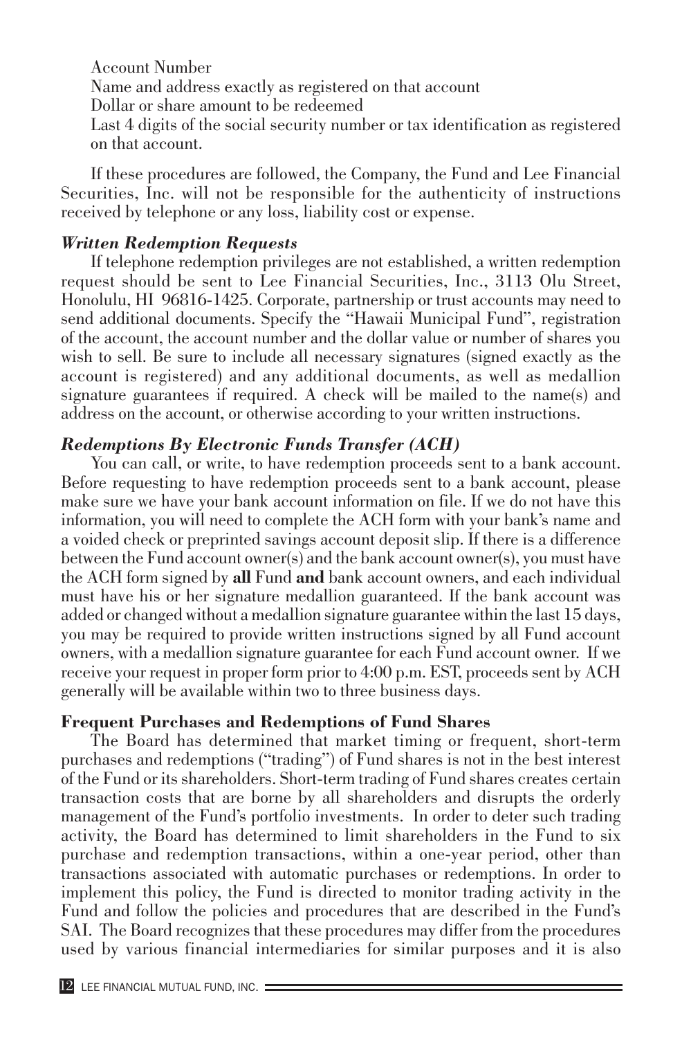Account Number

Name and address exactly as registered on that account

Dollar or share amount to be redeemed

Last 4 digits of the social security number or tax identification as registered on that account.

If these procedures are followed, the Company, the Fund and Lee Financial Securities, Inc. will not be responsible for the authenticity of instructions received by telephone or any loss, liability cost or expense.

***Written Redemption Requests***

If telephone redemption privileges are not established, a written redemption request should be sent to Lee Financial Securities, Inc., 3113 Olu Street, Honolulu, HI 96816-1425. Corporate, partnership or trust accounts may need to send additional documents. Specify the "Hawaii Municipal Fund", registration of the account, the account number and the dollar value or number of shares you wish to sell. Be sure to include all necessary signatures (signed exactly as the account is registered) and any additional documents, as well as medallion signature guarantees if required. A check will be mailed to the name(s) and address on the account, or otherwise according to your written instructions.

***Redemptions By Electronic Funds Transfer (ACH)***

You can call, or write, to have redemption proceeds sent to a bank account. Before requesting to have redemption proceeds sent to a bank account, please make sure we have your bank account information on file. If we do not have this information, you will need to complete the ACH form with your bank's name and a voided check or preprinted savings account deposit slip. If there is a difference between the Fund account owner(s) and the bank account owner(s), you must have the ACH form signed by **all** Fund **and** bank account owners, and each individual must have his or her signature medallion guaranteed. If the bank account was added or changed without a medallion signature guarantee within the last 15 days, you may be required to provide written instructions signed by all Fund account owners, with a medallion signature guarantee for each Fund account owner. If we receive your request in proper form prior to 4:00 p.m. EST, proceeds sent by ACH generally will be available within two to three business days.

**Frequent Purchases and Redemptions of Fund Shares**

The Board has determined that market timing or frequent, short-term purchases and redemptions ("trading") of Fund shares is not in the best interest of the Fund or its shareholders. Short-term trading of Fund shares creates certain transaction costs that are borne by all shareholders and disrupts the orderly management of the Fund's portfolio investments. In order to deter such trading activity, the Board has determined to limit shareholders in the Fund to six purchase and redemption transactions, within a one-year period, other than transactions associated with automatic purchases or redemptions. In order to implement this policy, the Fund is directed to monitor trading activity in the Fund and follow the policies and procedures that are described in the Fund's SAI. The Board recognizes that these procedures may differ from the procedures used by various financial intermediaries for similar purposes and it is also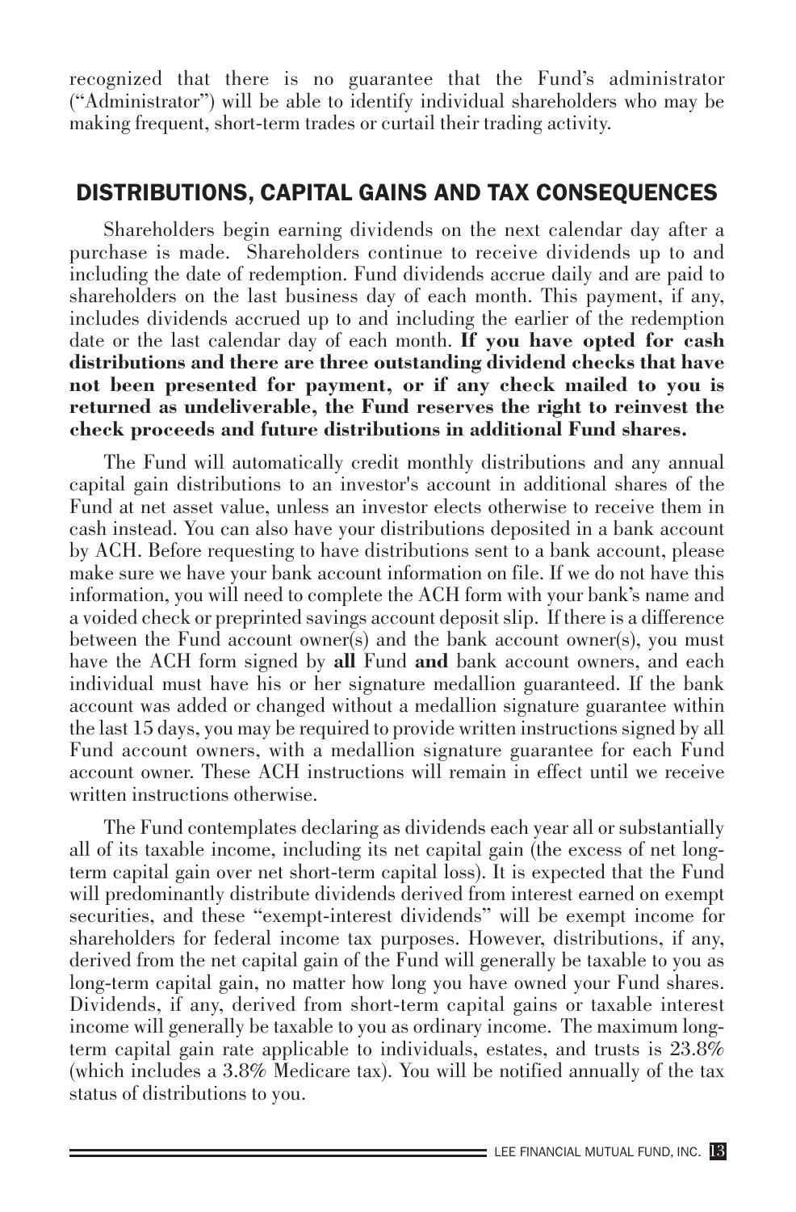recognized that there is no guarantee that the Fund's administrator ("Administrator") will be able to identify individual shareholders who may be making frequent, short-term trades or curtail their trading activity.

## DISTRIBUTIONS, CAPITAL GAINS AND TAX CONSEQUENCES

Shareholders begin earning dividends on the next calendar day after a purchase is made. Shareholders continue to receive dividends up to and including the date of redemption. Fund dividends accrue daily and are paid to shareholders on the last business day of each month. This payment, if any, includes dividends accrued up to and including the earlier of the redemption date or the last calendar day of each month. **If you have opted for cash distributions and there are three outstanding dividend checks that have not been presented for payment, or if any check mailed to you is returned as undeliverable, the Fund reserves the right to reinvest the check proceeds and future distributions in additional Fund shares.**

The Fund will automatically credit monthly distributions and any annual capital gain distributions to an investor's account in additional shares of the Fund at net asset value, unless an investor elects otherwise to receive them in cash instead. You can also have your distributions deposited in a bank account by ACH. Before requesting to have distributions sent to a bank account, please make sure we have your bank account information on file. If we do not have this information, you will need to complete the ACH form with your bank's name and a voided check or preprinted savings account deposit slip. If there is a difference between the Fund account owner(s) and the bank account owner(s), you must have the ACH form signed by **all** Fund **and** bank account owners, and each individual must have his or her signature medallion guaranteed. If the bank account was added or changed without a medallion signature guarantee within the last 15 days, you may be required to provide written instructions signed by all Fund account owners, with a medallion signature guarantee for each Fund account owner. These ACH instructions will remain in effect until we receive written instructions otherwise.

The Fund contemplates declaring as dividends each year all or substantially all of its taxable income, including its net capital gain (the excess of net long-term capital gain over net short-term capital loss). It is expected that the Fund will predominantly distribute dividends derived from interest earned on exempt securities, and these "exempt-interest dividends" will be exempt income for shareholders for federal income tax purposes. However, distributions, if any, derived from the net capital gain of the Fund will generally be taxable to you as long-term capital gain, no matter how long you have owned your Fund shares. Dividends, if any, derived from short-term capital gains or taxable interest income will generally be taxable to you as ordinary income. The maximum long-term capital gain rate applicable to individuals, estates, and trusts is 23.8% (which includes a 3.8% Medicare tax). You will be notified annually of the tax status of distributions to you.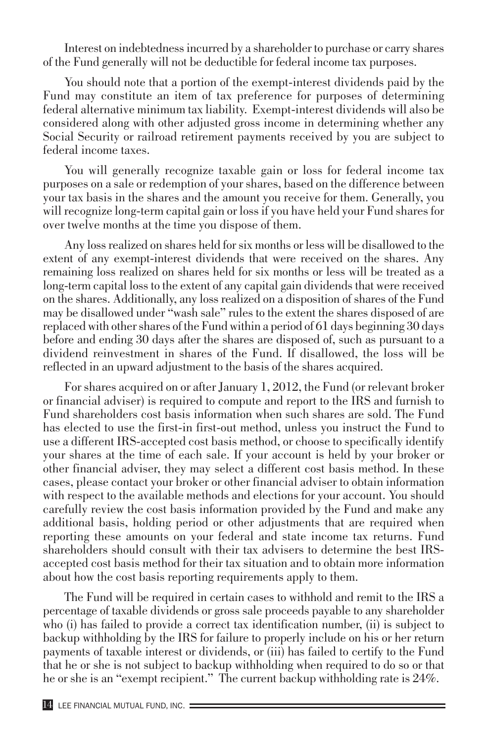Interest on indebtedness incurred by a shareholder to purchase or carry shares of the Fund generally will not be deductible for federal income tax purposes.

You should note that a portion of the exempt-interest dividends paid by the Fund may constitute an item of tax preference for purposes of determining federal alternative minimum tax liability. Exempt-interest dividends will also be considered along with other adjusted gross income in determining whether any Social Security or railroad retirement payments received by you are subject to federal income taxes.

You will generally recognize taxable gain or loss for federal income tax purposes on a sale or redemption of your shares, based on the difference between your tax basis in the shares and the amount you receive for them. Generally, you will recognize long-term capital gain or loss if you have held your Fund shares for over twelve months at the time you dispose of them.

Any loss realized on shares held for six months or less will be disallowed to the extent of any exempt-interest dividends that were received on the shares. Any remaining loss realized on shares held for six months or less will be treated as a long-term capital loss to the extent of any capital gain dividends that were received on the shares. Additionally, any loss realized on a disposition of shares of the Fund may be disallowed under "wash sale" rules to the extent the shares disposed of are replaced with other shares of the Fund within a period of 61 days beginning 30 days before and ending 30 days after the shares are disposed of, such as pursuant to a dividend reinvestment in shares of the Fund. If disallowed, the loss will be reflected in an upward adjustment to the basis of the shares acquired.

For shares acquired on or after January 1, 2012, the Fund (or relevant broker or financial adviser) is required to compute and report to the IRS and furnish to Fund shareholders cost basis information when such shares are sold. The Fund has elected to use the first-in first-out method, unless you instruct the Fund to use a different IRS-accepted cost basis method, or choose to specifically identify your shares at the time of each sale. If your account is held by your broker or other financial adviser, they may select a different cost basis method. In these cases, please contact your broker or other financial adviser to obtain information with respect to the available methods and elections for your account. You should carefully review the cost basis information provided by the Fund and make any additional basis, holding period or other adjustments that are required when reporting these amounts on your federal and state income tax returns. Fund shareholders should consult with their tax advisers to determine the best IRS-accepted cost basis method for their tax situation and to obtain more information about how the cost basis reporting requirements apply to them.

The Fund will be required in certain cases to withhold and remit to the IRS a percentage of taxable dividends or gross sale proceeds payable to any shareholder who (i) has failed to provide a correct tax identification number, (ii) is subject to backup withholding by the IRS for failure to properly include on his or her return payments of taxable interest or dividends, or (iii) has failed to certify to the Fund that he or she is not subject to backup withholding when required to do so or that he or she is an "exempt recipient." The current backup withholding rate is 24%.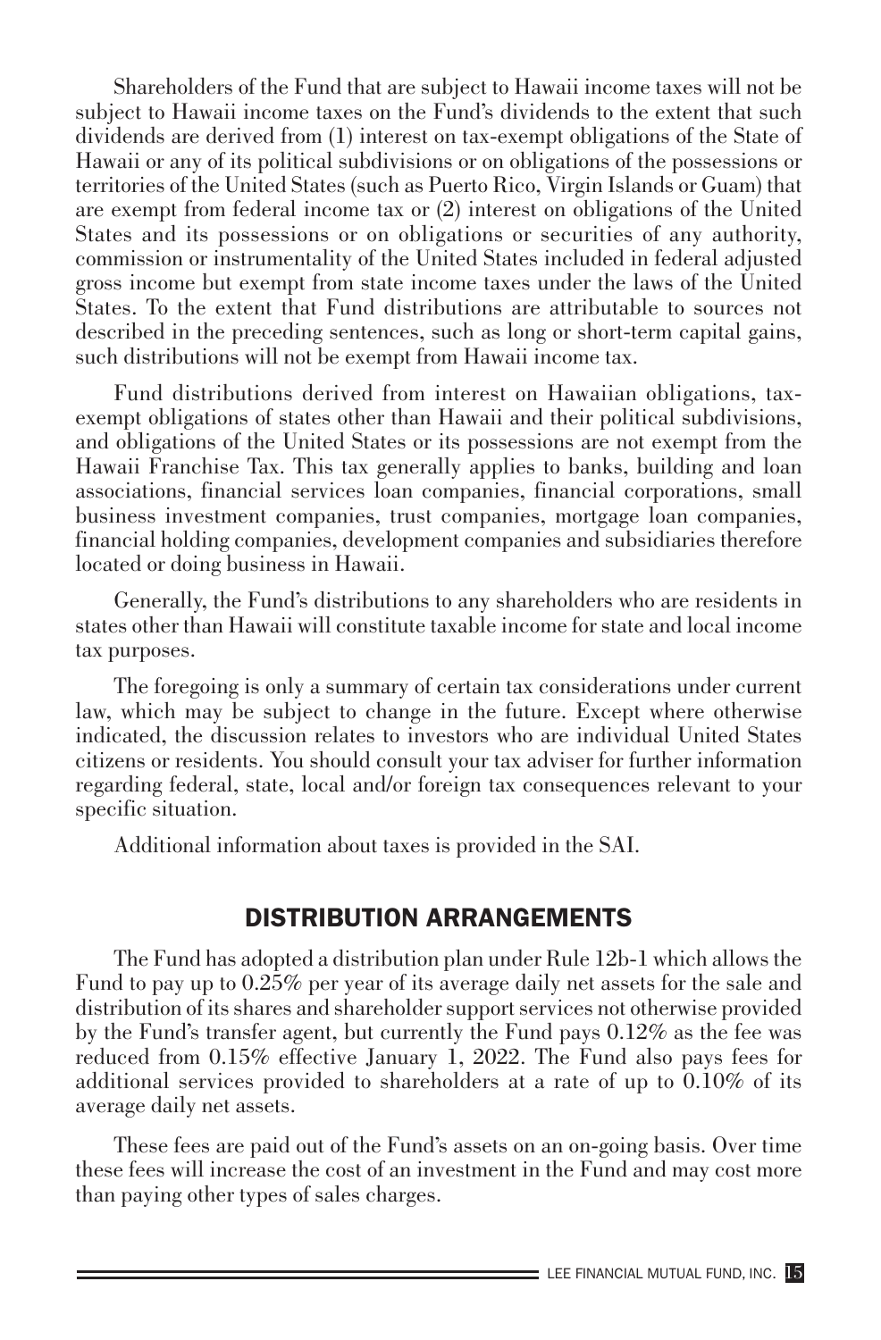Shareholders of the Fund that are subject to Hawaii income taxes will not be subject to Hawaii income taxes on the Fund's dividends to the extent that such dividends are derived from (1) interest on tax-exempt obligations of the State of Hawaii or any of its political subdivisions or on obligations of the possessions or territories of the United States (such as Puerto Rico, Virgin Islands or Guam) that are exempt from federal income tax or (2) interest on obligations of the United States and its possessions or on obligations or securities of any authority, commission or instrumentality of the United States included in federal adjusted gross income but exempt from state income taxes under the laws of the United States. To the extent that Fund distributions are attributable to sources not described in the preceding sentences, such as long or short-term capital gains, such distributions will not be exempt from Hawaii income tax.

Fund distributions derived from interest on Hawaiian obligations, tax-exempt obligations of states other than Hawaii and their political subdivisions, and obligations of the United States or its possessions are not exempt from the Hawaii Franchise Tax. This tax generally applies to banks, building and loan associations, financial services loan companies, financial corporations, small business investment companies, trust companies, mortgage loan companies, financial holding companies, development companies and subsidiaries therefore located or doing business in Hawaii.

Generally, the Fund's distributions to any shareholders who are residents in states other than Hawaii will constitute taxable income for state and local income tax purposes.

The foregoing is only a summary of certain tax considerations under current law, which may be subject to change in the future. Except where otherwise indicated, the discussion relates to investors who are individual United States citizens or residents. You should consult your tax adviser for further information regarding federal, state, local and/or foreign tax consequences relevant to your specific situation.

Additional information about taxes is provided in the SAI.

## DISTRIBUTION ARRANGEMENTS

The Fund has adopted a distribution plan under Rule 12b-1 which allows the Fund to pay up to 0.25% per year of its average daily net assets for the sale and distribution of its shares and shareholder support services not otherwise provided by the Fund's transfer agent, but currently the Fund pays 0.12% as the fee was reduced from 0.15% effective January 1, 2022. The Fund also pays fees for additional services provided to shareholders at a rate of up to 0.10% of its average daily net assets.

These fees are paid out of the Fund's assets on an on-going basis. Over time these fees will increase the cost of an investment in the Fund and may cost more than paying other types of sales charges.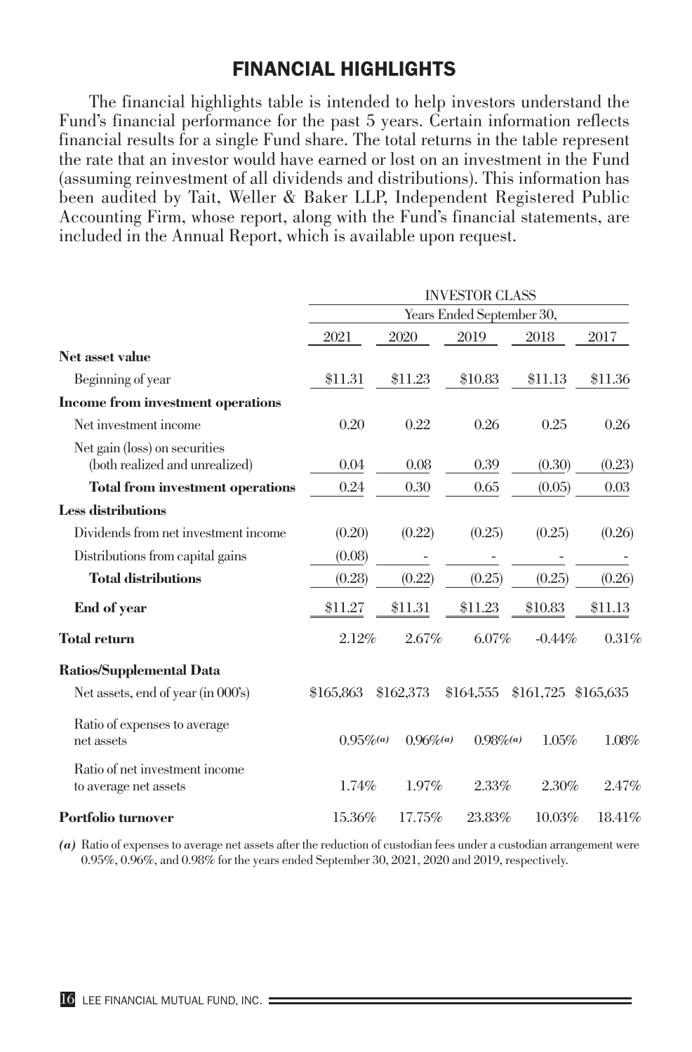# FINANCIAL HIGHLIGHTS

The financial highlights table is intended to help investors understand the Fund's financial performance for the past 5 years. Certain information reflects financial results for a single Fund share. The total returns in the table represent the rate that an investor would have earned or lost on an investment in the Fund (assuming reinvestment of all dividends and distributions). This information has been audited by Tait, Weller & Baker LLP, Independent Registered Public Accounting Firm, whose report, along with the Fund's financial statements, are included in the Annual Report, which is available upon request.

| | INVESTOR CLASS | | | | |
|---|---|---|---|---|---|
| | Years Ended September 30, | | | | |
| | 2021 | 2020 | 2019 | 2018 | 2017 |
| **Net asset value** | | | | | |
| Beginning of year | \$11.31 | \$11.23 | \$10.83 | \$11.13 | \$11.36 |
| **Income from investment operations** | | | | | |
| Net investment income | 0.20 | 0.22 | 0.26 | 0.25 | 0.26 |
| Net gain (loss) on securities (both realized and unrealized) | 0.04 | 0.08 | 0.39 | (0.30) | (0.23) |
| **Total from investment operations** | 0.24 | 0.30 | 0.65 | (0.05) | 0.03 |
| **Less distributions** | | | | | |
| Dividends from net investment income | (0.20) | (0.22) | (0.25) | (0.25) | (0.26) |
| Distributions from capital gains | (0.08) | - | - | - | - |
| **Total distributions** | (0.28) | (0.22) | (0.25) | (0.25) | (0.26) |
| **End of year** | \$11.27 | \$11.31 | \$11.23 | \$10.83 | \$11.13 |
| **Total return** | 2.12% | 2.67% | 6.07% | -0.44% | 0.31% |
| **Ratios/Supplemental Data** | | | | | |
| Net assets, end of year (in 000's) | \$165,863 | \$162,373 | \$164,555 | \$161,725 | \$165,635 |
| Ratio of expenses to average net assets | 0.95%[(a)] | 0.96%[(a)] | 0.98%[(a)] | 1.05% | 1.08% |
| Ratio of net investment income to average net assets | 1.74% | 1.97% | 2.33% | 2.30% | 2.47% |
| **Portfolio turnover** | 15.36% | 17.75% | 23.83% | 10.03% | 18.41% |

*(a)* Ratio of expenses to average net assets after the reduction of custodian fees under a custodian arrangement were 0.95%, 0.96%, and 0.98% for the years ended September 30, 2021, 2020 and 2019, respectively.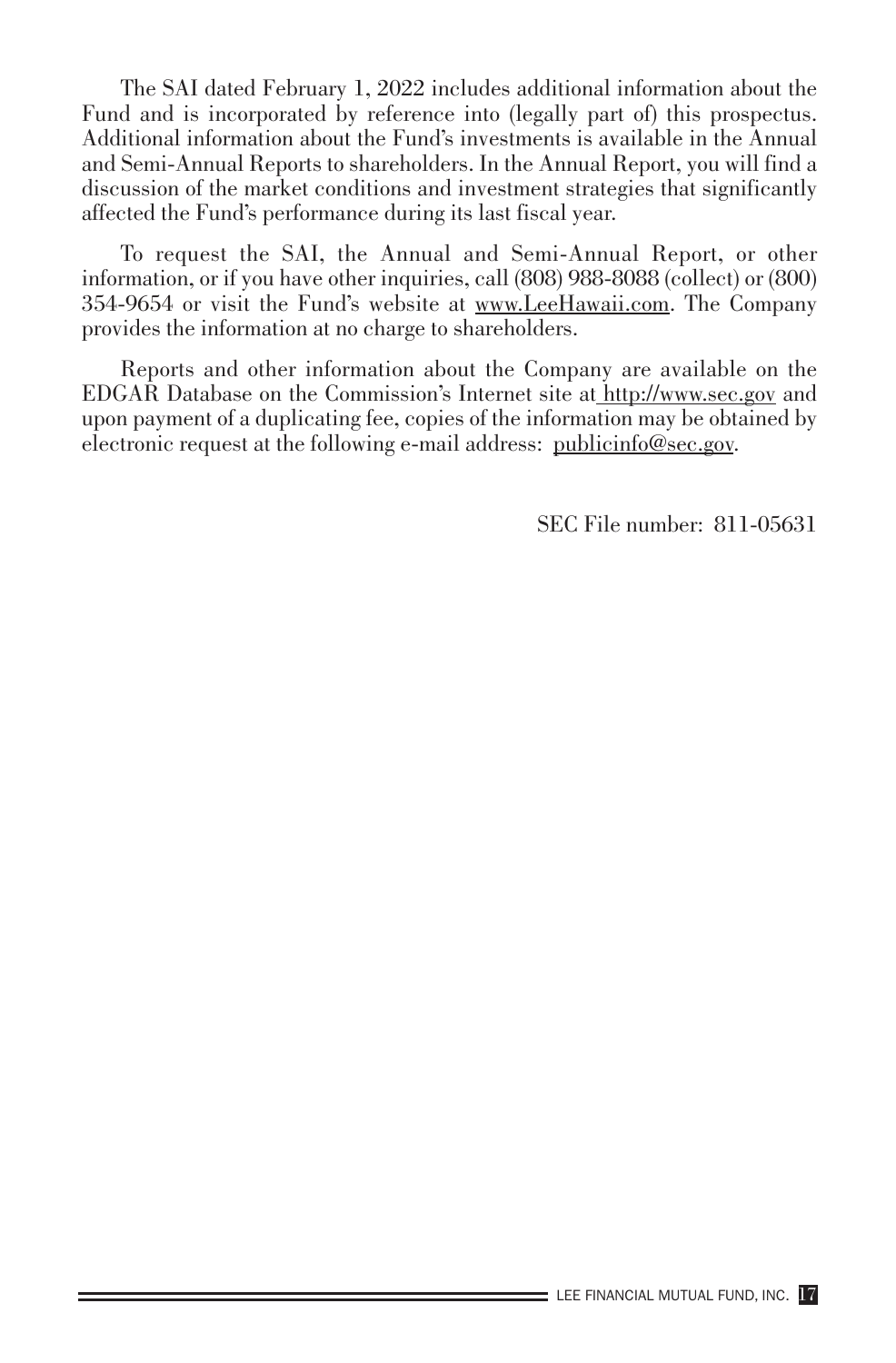The SAI dated February 1, 2022 includes additional information about the Fund and is incorporated by reference into (legally part of) this prospectus. Additional information about the Fund's investments is available in the Annual and Semi-Annual Reports to shareholders. In the Annual Report, you will find a discussion of the market conditions and investment strategies that significantly affected the Fund's performance during its last fiscal year.

To request the SAI, the Annual and Semi-Annual Report, or other information, or if you have other inquiries, call (808) 988-8088 (collect) or (800) 354-9654 or visit the Fund's website at www.LeeHawaii.com. The Company provides the information at no charge to shareholders.

Reports and other information about the Company are available on the EDGAR Database on the Commission's Internet site at http://www.sec.gov and upon payment of a duplicating fee, copies of the information may be obtained by electronic request at the following e-mail address: publicinfo@sec.gov.

SEC File number: 811-05631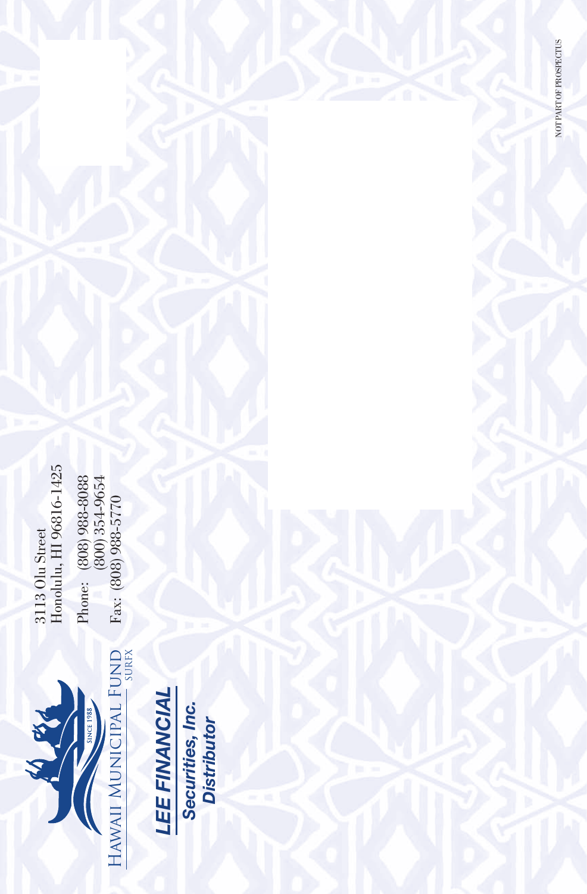HAWAII MUNICIPAL FUND

SUREX

SINCE 1988

3113 Olu Street
Honolulu, HI 96816-1425

Phone: (808) 988-8088
(800) 354-9654
Fax: (808) 988-5770

**LEE FINANCIAL**

**Securities, Inc.**
**Distributor**

NOT PART OF PROSPECTUS